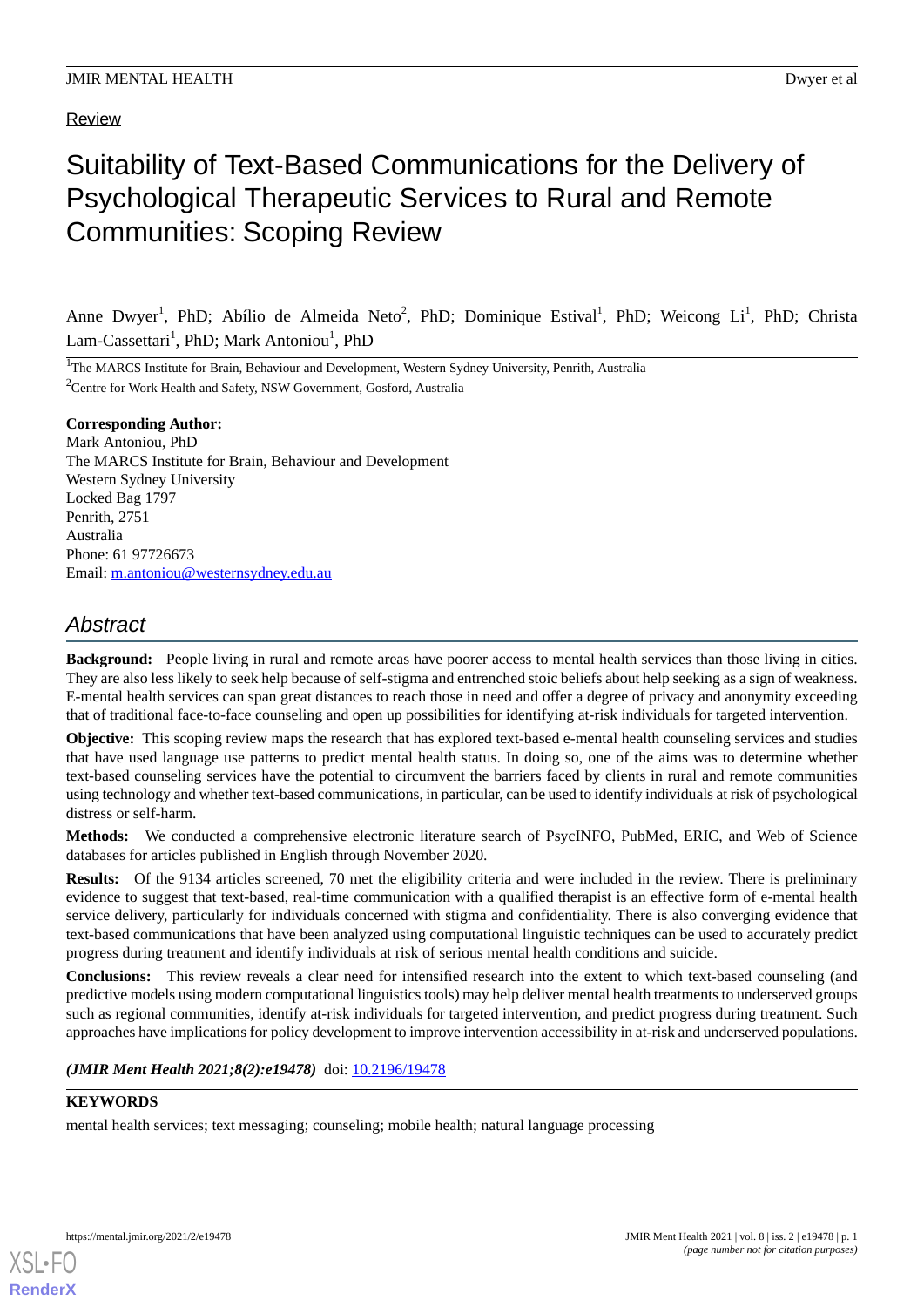Review

# Suitability of Text-Based Communications for the Delivery of Psychological Therapeutic Services to Rural and Remote Communities: Scoping Review

Anne Dwyer[1], PhD; Abílio de Almeida Neto[2], PhD; Dominique Estival[1], PhD; Weicong Li[1], PhD; Christa Lam-Cassettari[1], PhD; Mark Antoniou[1], PhD

[1]The MARCS Institute for Brain, Behaviour and Development, Western Sydney University, Penrith, Australia

[2]Centre for Work Health and Safety, NSW Government, Gosford, Australia

**Corresponding Author:**
Mark Antoniou, PhD
The MARCS Institute for Brain, Behaviour and Development
Western Sydney University
Locked Bag 1797
Penrith, 2751
Australia
Phone: 61 97726673
Email: m.antoniou@westernsydney.edu.au

## Abstract

**Background:** People living in rural and remote areas have poorer access to mental health services than those living in cities. They are also less likely to seek help because of self-stigma and entrenched stoic beliefs about help seeking as a sign of weakness. E-mental health services can span great distances to reach those in need and offer a degree of privacy and anonymity exceeding that of traditional face-to-face counseling and open up possibilities for identifying at-risk individuals for targeted intervention.

**Objective:** This scoping review maps the research that has explored text-based e-mental health counseling services and studies that have used language use patterns to predict mental health status. In doing so, one of the aims was to determine whether text-based counseling services have the potential to circumvent the barriers faced by clients in rural and remote communities using technology and whether text-based communications, in particular, can be used to identify individuals at risk of psychological distress or self-harm.

**Methods:** We conducted a comprehensive electronic literature search of PsycINFO, PubMed, ERIC, and Web of Science databases for articles published in English through November 2020.

**Results:** Of the 9134 articles screened, 70 met the eligibility criteria and were included in the review. There is preliminary evidence to suggest that text-based, real-time communication with a qualified therapist is an effective form of e-mental health service delivery, particularly for individuals concerned with stigma and confidentiality. There is also converging evidence that text-based communications that have been analyzed using computational linguistic techniques can be used to accurately predict progress during treatment and identify individuals at risk of serious mental health conditions and suicide.

**Conclusions:** This review reveals a clear need for intensified research into the extent to which text-based counseling (and predictive models using modern computational linguistics tools) may help deliver mental health treatments to underserved groups such as regional communities, identify at-risk individuals for targeted intervention, and predict progress during treatment. Such approaches have implications for policy development to improve intervention accessibility in at-risk and underserved populations.

***(JMIR Ment Health 2021;8(2):e19478)*** doi: 10.2196/19478

**KEYWORDS**

mental health services; text messaging; counseling; mobile health; natural language processing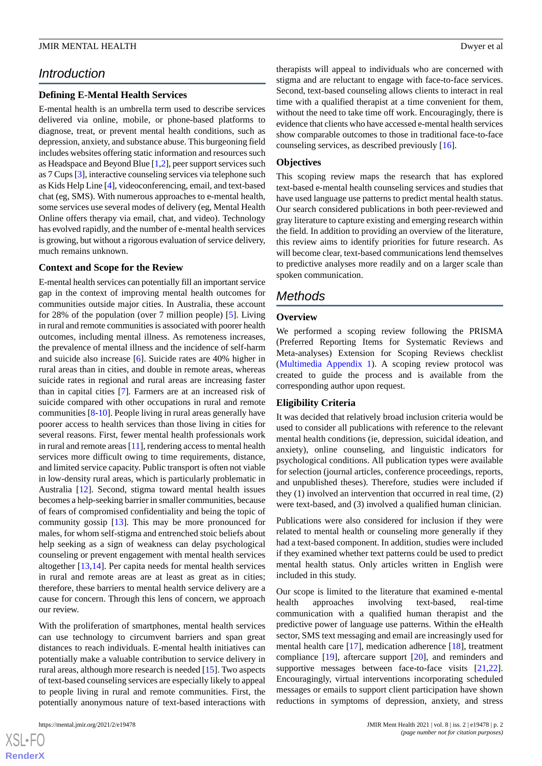## Introduction

### Defining E-Mental Health Services

E-mental health is an umbrella term used to describe services delivered via online, mobile, or phone-based platforms to diagnose, treat, or prevent mental health conditions, such as depression, anxiety, and substance abuse. This burgeoning field includes websites offering static information and resources such as Headspace and Beyond Blue [1,2], peer support services such as 7 Cups [3], interactive counseling services via telephone such as Kids Help Line [4], videoconferencing, email, and text-based chat (eg, SMS). With numerous approaches to e-mental health, some services use several modes of delivery (eg, Mental Health Online offers therapy via email, chat, and video). Technology has evolved rapidly, and the number of e-mental health services is growing, but without a rigorous evaluation of service delivery, much remains unknown.

### Context and Scope for the Review

E-mental health services can potentially fill an important service gap in the context of improving mental health outcomes for communities outside major cities. In Australia, these account for 28% of the population (over 7 million people) [5]. Living in rural and remote communities is associated with poorer health outcomes, including mental illness. As remoteness increases, the prevalence of mental illness and the incidence of self-harm and suicide also increase [6]. Suicide rates are 40% higher in rural areas than in cities, and double in remote areas, whereas suicide rates in regional and rural areas are increasing faster than in capital cities [7]. Farmers are at an increased risk of suicide compared with other occupations in rural and remote communities [8-10]. People living in rural areas generally have poorer access to health services than those living in cities for several reasons. First, fewer mental health professionals work in rural and remote areas [11], rendering access to mental health services more difficult owing to time requirements, distance, and limited service capacity. Public transport is often not viable in low-density rural areas, which is particularly problematic in Australia [12]. Second, stigma toward mental health issues becomes a help-seeking barrier in smaller communities, because of fears of compromised confidentiality and being the topic of community gossip [13]. This may be more pronounced for males, for whom self-stigma and entrenched stoic beliefs about help seeking as a sign of weakness can delay psychological counseling or prevent engagement with mental health services altogether [13,14]. Per capita needs for mental health services in rural and remote areas are at least as great as in cities; therefore, these barriers to mental health service delivery are a cause for concern. Through this lens of concern, we approach our review.

With the proliferation of smartphones, mental health services can use technology to circumvent barriers and span great distances to reach individuals. E-mental health initiatives can potentially make a valuable contribution to service delivery in rural areas, although more research is needed [15]. Two aspects of text-based counseling services are especially likely to appeal to people living in rural and remote communities. First, the potentially anonymous nature of text-based interactions with therapists will appeal to individuals who are concerned with stigma and are reluctant to engage with face-to-face services. Second, text-based counseling allows clients to interact in real time with a qualified therapist at a time convenient for them, without the need to take time off work. Encouragingly, there is evidence that clients who have accessed e-mental health services show comparable outcomes to those in traditional face-to-face counseling services, as described previously [16].

### Objectives

This scoping review maps the research that has explored text-based e-mental health counseling services and studies that have used language use patterns to predict mental health status. Our search considered publications in both peer-reviewed and gray literature to capture existing and emerging research within the field. In addition to providing an overview of the literature, this review aims to identify priorities for future research. As will become clear, text-based communications lend themselves to predictive analyses more readily and on a larger scale than spoken communication.

## Methods

### Overview

We performed a scoping review following the PRISMA (Preferred Reporting Items for Systematic Reviews and Meta-analyses) Extension for Scoping Reviews checklist (Multimedia Appendix 1). A scoping review protocol was created to guide the process and is available from the corresponding author upon request.

### Eligibility Criteria

It was decided that relatively broad inclusion criteria would be used to consider all publications with reference to the relevant mental health conditions (ie, depression, suicidal ideation, and anxiety), online counseling, and linguistic indicators for psychological conditions. All publication types were available for selection (journal articles, conference proceedings, reports, and unpublished theses). Therefore, studies were included if they (1) involved an intervention that occurred in real time, (2) were text-based, and (3) involved a qualified human clinician.

Publications were also considered for inclusion if they were related to mental health or counseling more generally if they had a text-based component. In addition, studies were included if they examined whether text patterns could be used to predict mental health status. Only articles written in English were included in this study.

Our scope is limited to the literature that examined e-mental health approaches involving text-based, real-time communication with a qualified human therapist and the predictive power of language use patterns. Within the eHealth sector, SMS text messaging and email are increasingly used for mental health care [17], medication adherence [18], treatment compliance [19], aftercare support [20], and reminders and supportive messages between face-to-face visits [21,22]. Encouragingly, virtual interventions incorporating scheduled messages or emails to support client participation have shown reductions in symptoms of depression, anxiety, and stress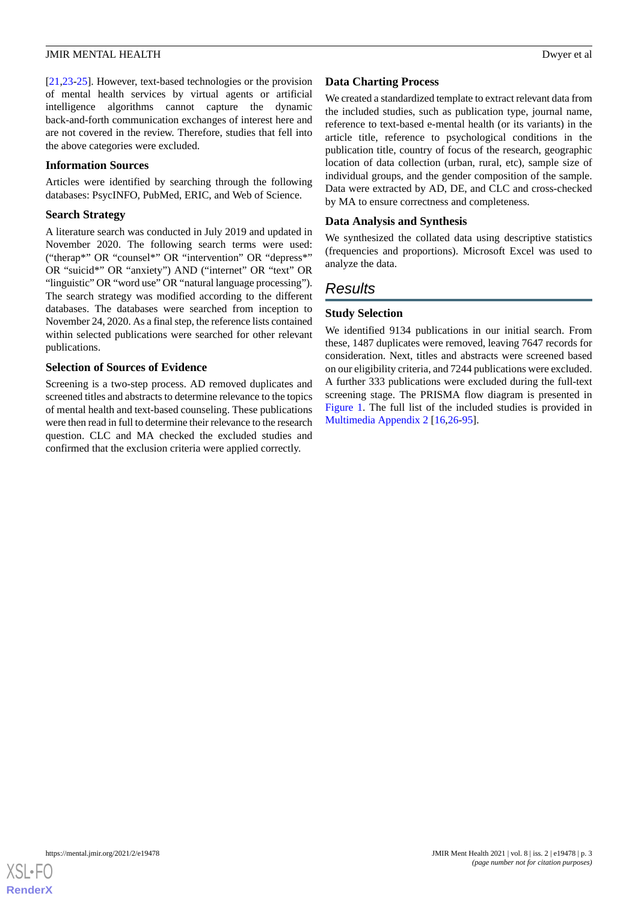[21,23-25]. However, text-based technologies or the provision of mental health services by virtual agents or artificial intelligence algorithms cannot capture the dynamic back-and-forth communication exchanges of interest here and are not covered in the review. Therefore, studies that fell into the above categories were excluded.

### Information Sources

Articles were identified by searching through the following databases: PsycINFO, PubMed, ERIC, and Web of Science.

### Search Strategy

A literature search was conducted in July 2019 and updated in November 2020. The following search terms were used: ("therap*" OR "counsel*" OR "intervention" OR "depress*" OR "suicid*" OR "anxiety") AND ("internet" OR "text" OR "linguistic" OR "word use" OR "natural language processing"). The search strategy was modified according to the different databases. The databases were searched from inception to November 24, 2020. As a final step, the reference lists contained within selected publications were searched for other relevant publications.

### Selection of Sources of Evidence

Screening is a two-step process. AD removed duplicates and screened titles and abstracts to determine relevance to the topics of mental health and text-based counseling. These publications were then read in full to determine their relevance to the research question. CLC and MA checked the excluded studies and confirmed that the exclusion criteria were applied correctly.

### Data Charting Process

We created a standardized template to extract relevant data from the included studies, such as publication type, journal name, reference to text-based e-mental health (or its variants) in the article title, reference to psychological conditions in the publication title, country of focus of the research, geographic location of data collection (urban, rural, etc), sample size of individual groups, and the gender composition of the sample. Data were extracted by AD, DE, and CLC and cross-checked by MA to ensure correctness and completeness.

### Data Analysis and Synthesis

We synthesized the collated data using descriptive statistics (frequencies and proportions). Microsoft Excel was used to analyze the data.

## Results

### Study Selection

We identified 9134 publications in our initial search. From these, 1487 duplicates were removed, leaving 7647 records for consideration. Next, titles and abstracts were screened based on our eligibility criteria, and 7244 publications were excluded. A further 333 publications were excluded during the full-text screening stage. The PRISMA flow diagram is presented in Figure 1. The full list of the included studies is provided in Multimedia Appendix 2 [16,26-95].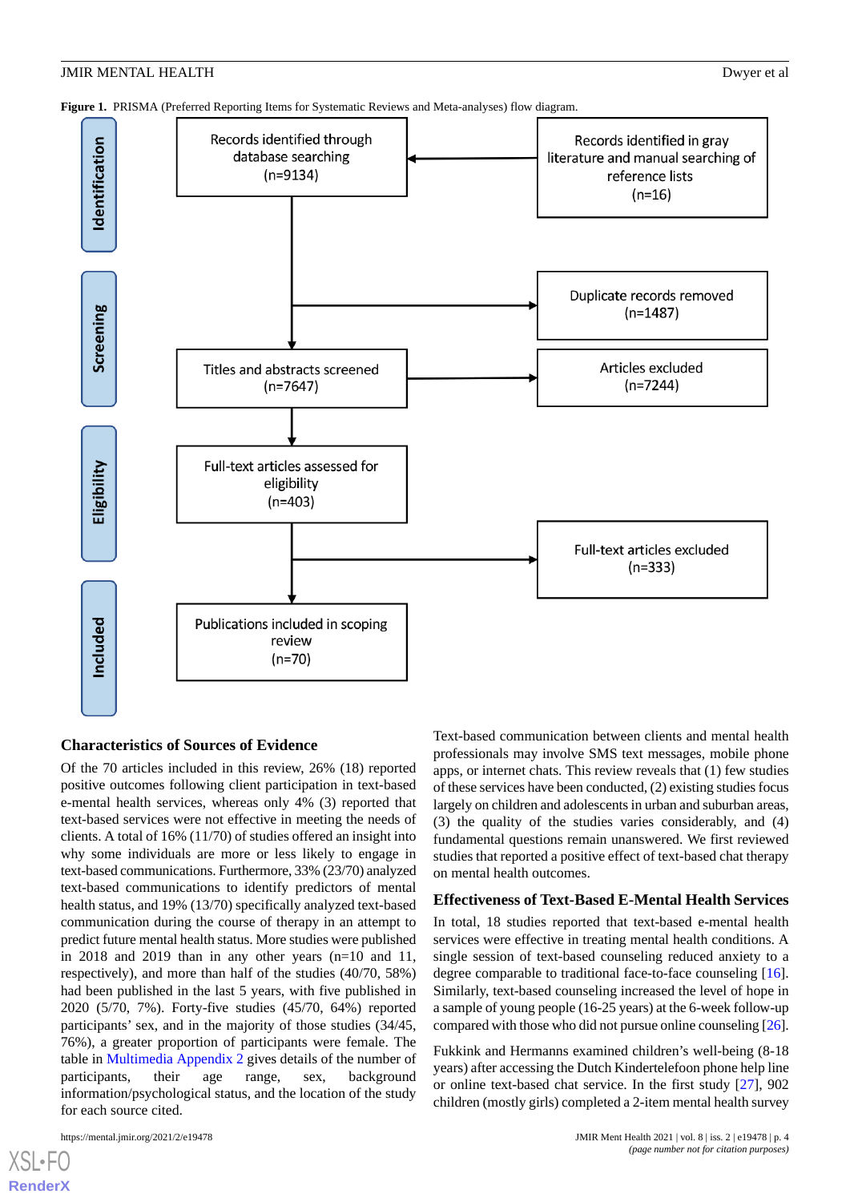**Figure 1.** PRISMA (Preferred Reporting Items for Systematic Reviews and Meta-analyses) flow diagram.

**Identification**

- Records identified through database searching (n=9134)
- Records identified in gray literature and manual searching of reference lists (n=16)

**Screening**

- Duplicate records removed (n=1487)
- Titles and abstracts screened (n=7647)
- Articles excluded (n=7244)

**Eligibility**

- Full-text articles assessed for eligibility (n=403)
- Full-text articles excluded (n=333)

**Included**

- Publications included in scoping review (n=70)

### Characteristics of Sources of Evidence

Of the 70 articles included in this review, 26% (18) reported positive outcomes following client participation in text-based e-mental health services, whereas only 4% (3) reported that text-based services were not effective in meeting the needs of clients. A total of 16% (11/70) of studies offered an insight into why some individuals are more or less likely to engage in text-based communications. Furthermore, 33% (23/70) analyzed text-based communications to identify predictors of mental health status, and 19% (13/70) specifically analyzed text-based communication during the course of therapy in an attempt to predict future mental health status. More studies were published in 2018 and 2019 than in any other years (n=10 and 11, respectively), and more than half of the studies (40/70, 58%) had been published in the last 5 years, with five published in 2020 (5/70, 7%). Forty-five studies (45/70, 64%) reported participants' sex, and in the majority of those studies (34/45, 76%), a greater proportion of participants were female. The table in Multimedia Appendix 2 gives details of the number of participants, their age range, sex, background information/psychological status, and the location of the study for each source cited.

Text-based communication between clients and mental health professionals may involve SMS text messages, mobile phone apps, or internet chats. This review reveals that (1) few studies of these services have been conducted, (2) existing studies focus largely on children and adolescents in urban and suburban areas, (3) the quality of the studies varies considerably, and (4) fundamental questions remain unanswered. We first reviewed studies that reported a positive effect of text-based chat therapy on mental health outcomes.

### Effectiveness of Text-Based E-Mental Health Services

In total, 18 studies reported that text-based e-mental health services were effective in treating mental health conditions. A single session of text-based counseling reduced anxiety to a degree comparable to traditional face-to-face counseling [16]. Similarly, text-based counseling increased the level of hope in a sample of young people (16-25 years) at the 6-week follow-up compared with those who did not pursue online counseling [26].

Fukkink and Hermanns examined children's well-being (8-18 years) after accessing the Dutch Kindertelefoon phone help line or online text-based chat service. In the first study [27], 902 children (mostly girls) completed a 2-item mental health survey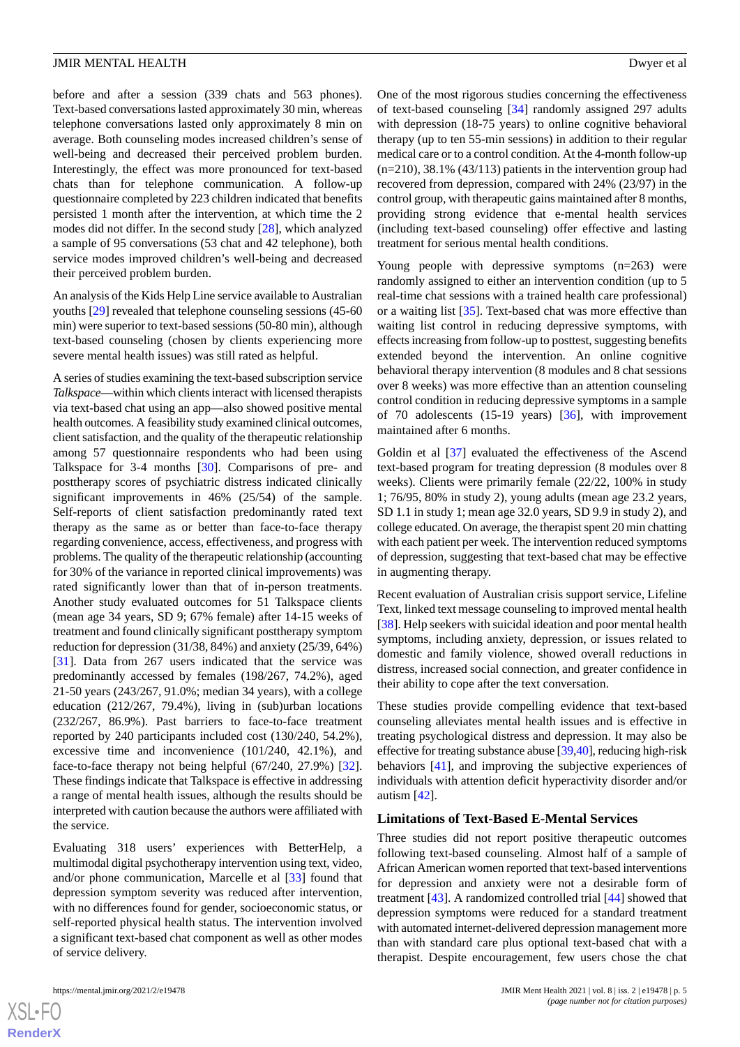before and after a session (339 chats and 563 phones). Text-based conversations lasted approximately 30 min, whereas telephone conversations lasted only approximately 8 min on average. Both counseling modes increased children's sense of well-being and decreased their perceived problem burden. Interestingly, the effect was more pronounced for text-based chats than for telephone communication. A follow-up questionnaire completed by 223 children indicated that benefits persisted 1 month after the intervention, at which time the 2 modes did not differ. In the second study [28], which analyzed a sample of 95 conversations (53 chat and 42 telephone), both service modes improved children's well-being and decreased their perceived problem burden.

An analysis of the Kids Help Line service available to Australian youths [29] revealed that telephone counseling sessions (45-60 min) were superior to text-based sessions (50-80 min), although text-based counseling (chosen by clients experiencing more severe mental health issues) was still rated as helpful.

A series of studies examining the text-based subscription service *Talkspace*—within which clients interact with licensed therapists via text-based chat using an app—also showed positive mental health outcomes. A feasibility study examined clinical outcomes, client satisfaction, and the quality of the therapeutic relationship among 57 questionnaire respondents who had been using Talkspace for 3-4 months [30]. Comparisons of pre- and posttherapy scores of psychiatric distress indicated clinically significant improvements in 46% (25/54) of the sample. Self-reports of client satisfaction predominantly rated text therapy as the same as or better than face-to-face therapy regarding convenience, access, effectiveness, and progress with problems. The quality of the therapeutic relationship (accounting for 30% of the variance in reported clinical improvements) was rated significantly lower than that of in-person treatments. Another study evaluated outcomes for 51 Talkspace clients (mean age 34 years, SD 9; 67% female) after 14-15 weeks of treatment and found clinically significant posttherapy symptom reduction for depression (31/38, 84%) and anxiety (25/39, 64%) [31]. Data from 267 users indicated that the service was predominantly accessed by females (198/267, 74.2%), aged 21-50 years (243/267, 91.0%; median 34 years), with a college education (212/267, 79.4%), living in (sub)urban locations (232/267, 86.9%). Past barriers to face-to-face treatment reported by 240 participants included cost (130/240, 54.2%), excessive time and inconvenience (101/240, 42.1%), and face-to-face therapy not being helpful (67/240, 27.9%) [32]. These findings indicate that Talkspace is effective in addressing a range of mental health issues, although the results should be interpreted with caution because the authors were affiliated with the service.

Evaluating 318 users' experiences with BetterHelp, a multimodal digital psychotherapy intervention using text, video, and/or phone communication, Marcelle et al [33] found that depression symptom severity was reduced after intervention, with no differences found for gender, socioeconomic status, or self-reported physical health status. The intervention involved a significant text-based chat component as well as other modes of service delivery.

One of the most rigorous studies concerning the effectiveness of text-based counseling [34] randomly assigned 297 adults with depression (18-75 years) to online cognitive behavioral therapy (up to ten 55-min sessions) in addition to their regular medical care or to a control condition. At the 4-month follow-up (n=210), 38.1% (43/113) patients in the intervention group had recovered from depression, compared with 24% (23/97) in the control group, with therapeutic gains maintained after 8 months, providing strong evidence that e-mental health services (including text-based counseling) offer effective and lasting treatment for serious mental health conditions.

Young people with depressive symptoms (n=263) were randomly assigned to either an intervention condition (up to 5 real-time chat sessions with a trained health care professional) or a waiting list [35]. Text-based chat was more effective than waiting list control in reducing depressive symptoms, with effects increasing from follow-up to posttest, suggesting benefits extended beyond the intervention. An online cognitive behavioral therapy intervention (8 modules and 8 chat sessions over 8 weeks) was more effective than an attention counseling control condition in reducing depressive symptoms in a sample of 70 adolescents (15-19 years) [36], with improvement maintained after 6 months.

Goldin et al [37] evaluated the effectiveness of the Ascend text-based program for treating depression (8 modules over 8 weeks). Clients were primarily female (22/22, 100% in study 1; 76/95, 80% in study 2), young adults (mean age 23.2 years, SD 1.1 in study 1; mean age 32.0 years, SD 9.9 in study 2), and college educated. On average, the therapist spent 20 min chatting with each patient per week. The intervention reduced symptoms of depression, suggesting that text-based chat may be effective in augmenting therapy.

Recent evaluation of Australian crisis support service, Lifeline Text, linked text message counseling to improved mental health [38]. Help seekers with suicidal ideation and poor mental health symptoms, including anxiety, depression, or issues related to domestic and family violence, showed overall reductions in distress, increased social connection, and greater confidence in their ability to cope after the text conversation.

These studies provide compelling evidence that text-based counseling alleviates mental health issues and is effective in treating psychological distress and depression. It may also be effective for treating substance abuse [39,40], reducing high-risk behaviors [41], and improving the subjective experiences of individuals with attention deficit hyperactivity disorder and/or autism [42].

### Limitations of Text-Based E-Mental Services

Three studies did not report positive therapeutic outcomes following text-based counseling. Almost half of a sample of African American women reported that text-based interventions for depression and anxiety were not a desirable form of treatment [43]. A randomized controlled trial [44] showed that depression symptoms were reduced for a standard treatment with automated internet-delivered depression management more than with standard care plus optional text-based chat with a therapist. Despite encouragement, few users chose the chat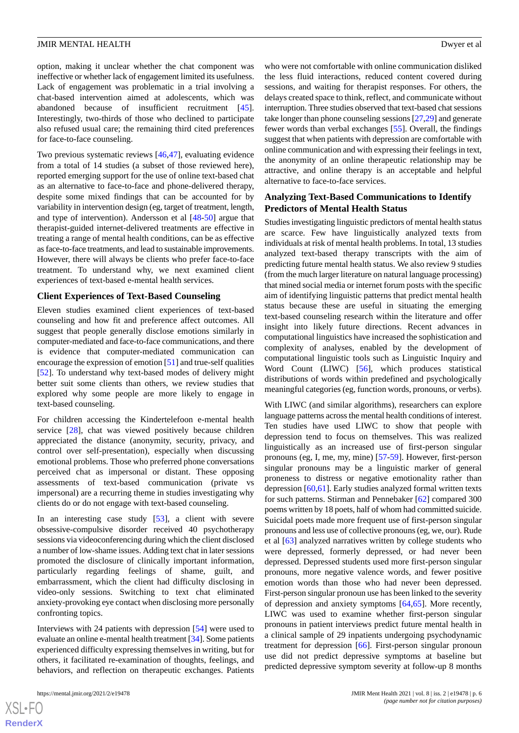option, making it unclear whether the chat component was ineffective or whether lack of engagement limited its usefulness. Lack of engagement was problematic in a trial involving a chat-based intervention aimed at adolescents, which was abandoned because of insufficient recruitment [45]. Interestingly, two-thirds of those who declined to participate also refused usual care; the remaining third cited preferences for face-to-face counseling.

Two previous systematic reviews [46,47], evaluating evidence from a total of 14 studies (a subset of those reviewed here), reported emerging support for the use of online text-based chat as an alternative to face-to-face and phone-delivered therapy, despite some mixed findings that can be accounted for by variability in intervention design (eg, target of treatment, length, and type of intervention). Andersson et al [48-50] argue that therapist-guided internet-delivered treatments are effective in treating a range of mental health conditions, can be as effective as face-to-face treatments, and lead to sustainable improvements. However, there will always be clients who prefer face-to-face treatment. To understand why, we next examined client experiences of text-based e-mental health services.

## Client Experiences of Text-Based Counseling

Eleven studies examined client experiences of text-based counseling and how fit and preference affect outcomes. All suggest that people generally disclose emotions similarly in computer-mediated and face-to-face communications, and there is evidence that computer-mediated communication can encourage the expression of emotion [51] and true-self qualities [52]. To understand why text-based modes of delivery might better suit some clients than others, we review studies that explored why some people are more likely to engage in text-based counseling.

For children accessing the Kindertelefoon e-mental health service [28], chat was viewed positively because children appreciated the distance (anonymity, security, privacy, and control over self-presentation), especially when discussing emotional problems. Those who preferred phone conversations perceived chat as impersonal or distant. These opposing assessments of text-based communication (private vs impersonal) are a recurring theme in studies investigating why clients do or do not engage with text-based counseling.

In an interesting case study [53], a client with severe obsessive-compulsive disorder received 40 psychotherapy sessions via videoconferencing during which the client disclosed a number of low-shame issues. Adding text chat in later sessions promoted the disclosure of clinically important information, particularly regarding feelings of shame, guilt, and embarrassment, which the client had difficulty disclosing in video-only sessions. Switching to text chat eliminated anxiety-provoking eye contact when disclosing more personally confronting topics.

Interviews with 24 patients with depression [54] were used to evaluate an online e-mental health treatment [34]. Some patients experienced difficulty expressing themselves in writing, but for others, it facilitated re-examination of thoughts, feelings, and behaviors, and reflection on therapeutic exchanges. Patients who were not comfortable with online communication disliked the less fluid interactions, reduced content covered during sessions, and waiting for therapist responses. For others, the delays created space to think, reflect, and communicate without interruption. Three studies observed that text-based chat sessions take longer than phone counseling sessions [27,29] and generate fewer words than verbal exchanges [55]. Overall, the findings suggest that when patients with depression are comfortable with online communication and with expressing their feelings in text, the anonymity of an online therapeutic relationship may be attractive, and online therapy is an acceptable and helpful alternative to face-to-face services.

## Analyzing Text-Based Communications to Identify Predictors of Mental Health Status

Studies investigating linguistic predictors of mental health status are scarce. Few have linguistically analyzed texts from individuals at risk of mental health problems. In total, 13 studies analyzed text-based therapy transcripts with the aim of predicting future mental health status. We also review 9 studies (from the much larger literature on natural language processing) that mined social media or internet forum posts with the specific aim of identifying linguistic patterns that predict mental health status because these are useful in situating the emerging text-based counseling research within the literature and offer insight into likely future directions. Recent advances in computational linguistics have increased the sophistication and complexity of analyses, enabled by the development of computational linguistic tools such as Linguistic Inquiry and Word Count (LIWC) [56], which produces statistical distributions of words within predefined and psychologically meaningful categories (eg, function words, pronouns, or verbs).

With LIWC (and similar algorithms), researchers can explore language patterns across the mental health conditions of interest. Ten studies have used LIWC to show that people with depression tend to focus on themselves. This was realized linguistically as an increased use of first-person singular pronouns (eg, I, me, my, mine) [57-59]. However, first-person singular pronouns may be a linguistic marker of general proneness to distress or negative emotionality rather than depression [60,61]. Early studies analyzed formal written texts for such patterns. Stirman and Pennebaker [62] compared 300 poems written by 18 poets, half of whom had committed suicide. Suicidal poets made more frequent use of first-person singular pronouns and less use of collective pronouns (eg, we, our). Rude et al [63] analyzed narratives written by college students who were depressed, formerly depressed, or had never been depressed. Depressed students used more first-person singular pronouns, more negative valence words, and fewer positive emotion words than those who had never been depressed. First-person singular pronoun use has been linked to the severity of depression and anxiety symptoms [64,65]. More recently, LIWC was used to examine whether first-person singular pronouns in patient interviews predict future mental health in a clinical sample of 29 inpatients undergoing psychodynamic treatment for depression [66]. First-person singular pronoun use did not predict depressive symptoms at baseline but predicted depressive symptom severity at follow-up 8 months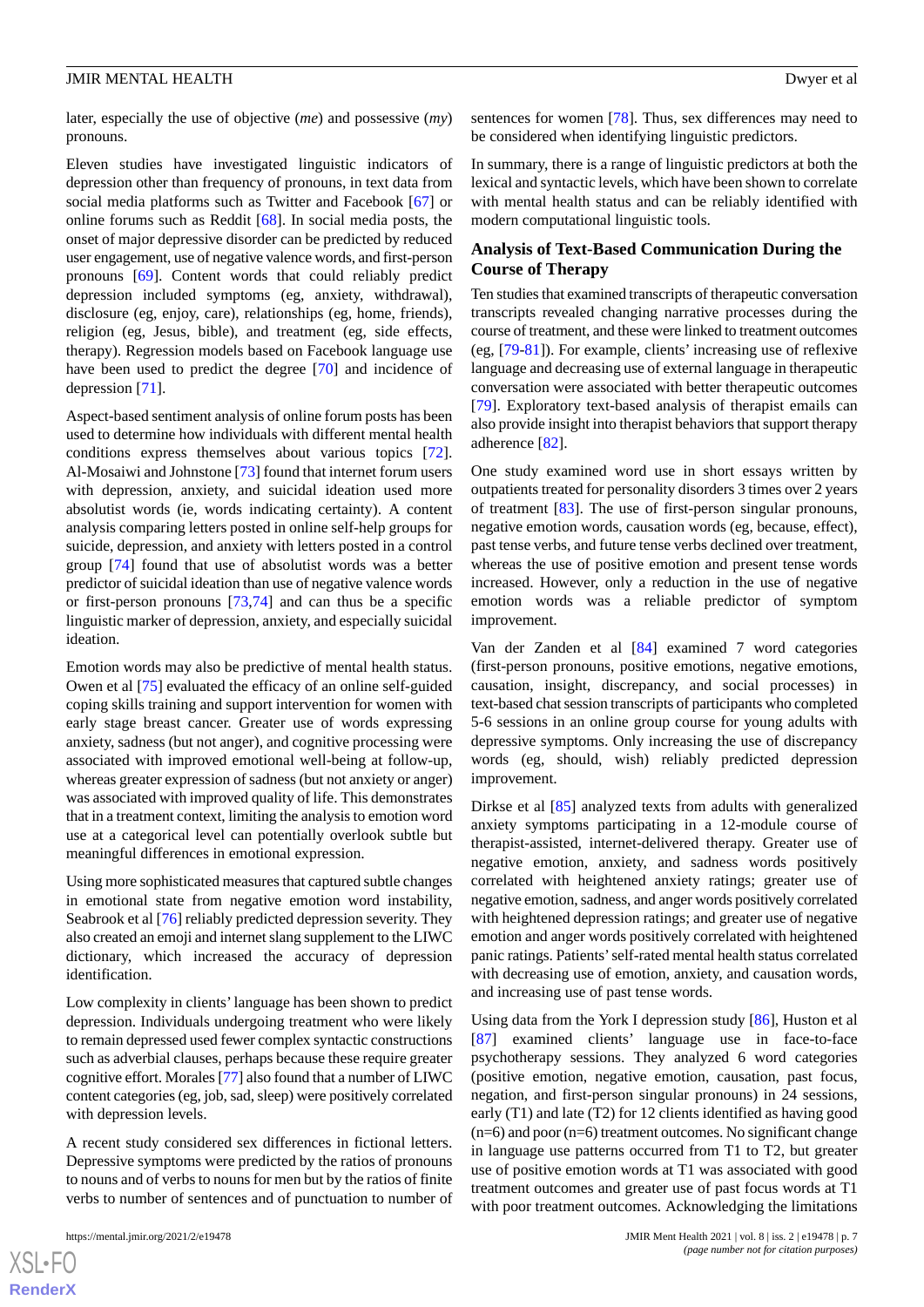later, especially the use of objective (*me*) and possessive (*my*) pronouns.

Eleven studies have investigated linguistic indicators of depression other than frequency of pronouns, in text data from social media platforms such as Twitter and Facebook [67] or online forums such as Reddit [68]. In social media posts, the onset of major depressive disorder can be predicted by reduced user engagement, use of negative valence words, and first-person pronouns [69]. Content words that could reliably predict depression included symptoms (eg, anxiety, withdrawal), disclosure (eg, enjoy, care), relationships (eg, home, friends), religion (eg, Jesus, bible), and treatment (eg, side effects, therapy). Regression models based on Facebook language use have been used to predict the degree [70] and incidence of depression [71].

Aspect-based sentiment analysis of online forum posts has been used to determine how individuals with different mental health conditions express themselves about various topics [72]. Al-Mosaiwi and Johnstone [73] found that internet forum users with depression, anxiety, and suicidal ideation used more absolutist words (ie, words indicating certainty). A content analysis comparing letters posted in online self-help groups for suicide, depression, and anxiety with letters posted in a control group [74] found that use of absolutist words was a better predictor of suicidal ideation than use of negative valence words or first-person pronouns [73,74] and can thus be a specific linguistic marker of depression, anxiety, and especially suicidal ideation.

Emotion words may also be predictive of mental health status. Owen et al [75] evaluated the efficacy of an online self-guided coping skills training and support intervention for women with early stage breast cancer. Greater use of words expressing anxiety, sadness (but not anger), and cognitive processing were associated with improved emotional well-being at follow-up, whereas greater expression of sadness (but not anxiety or anger) was associated with improved quality of life. This demonstrates that in a treatment context, limiting the analysis to emotion word use at a categorical level can potentially overlook subtle but meaningful differences in emotional expression.

Using more sophisticated measures that captured subtle changes in emotional state from negative emotion word instability, Seabrook et al [76] reliably predicted depression severity. They also created an emoji and internet slang supplement to the LIWC dictionary, which increased the accuracy of depression identification.

Low complexity in clients' language has been shown to predict depression. Individuals undergoing treatment who were likely to remain depressed used fewer complex syntactic constructions such as adverbial clauses, perhaps because these require greater cognitive effort. Morales [77] also found that a number of LIWC content categories (eg, job, sad, sleep) were positively correlated with depression levels.

A recent study considered sex differences in fictional letters. Depressive symptoms were predicted by the ratios of pronouns to nouns and of verbs to nouns for men but by the ratios of finite verbs to number of sentences and of punctuation to number of sentences for women [78]. Thus, sex differences may need to be considered when identifying linguistic predictors.

In summary, there is a range of linguistic predictors at both the lexical and syntactic levels, which have been shown to correlate with mental health status and can be reliably identified with modern computational linguistic tools.

### Analysis of Text-Based Communication During the Course of Therapy

Ten studies that examined transcripts of therapeutic conversation transcripts revealed changing narrative processes during the course of treatment, and these were linked to treatment outcomes (eg, [79-81]). For example, clients' increasing use of reflexive language and decreasing use of external language in therapeutic conversation were associated with better therapeutic outcomes [79]. Exploratory text-based analysis of therapist emails can also provide insight into therapist behaviors that support therapy adherence [82].

One study examined word use in short essays written by outpatients treated for personality disorders 3 times over 2 years of treatment [83]. The use of first-person singular pronouns, negative emotion words, causation words (eg, because, effect), past tense verbs, and future tense verbs declined over treatment, whereas the use of positive emotion and present tense words increased. However, only a reduction in the use of negative emotion words was a reliable predictor of symptom improvement.

Van der Zanden et al [84] examined 7 word categories (first-person pronouns, positive emotions, negative emotions, causation, insight, discrepancy, and social processes) in text-based chat session transcripts of participants who completed 5-6 sessions in an online group course for young adults with depressive symptoms. Only increasing the use of discrepancy words (eg, should, wish) reliably predicted depression improvement.

Dirkse et al [85] analyzed texts from adults with generalized anxiety symptoms participating in a 12-module course of therapist-assisted, internet-delivered therapy. Greater use of negative emotion, anxiety, and sadness words positively correlated with heightened anxiety ratings; greater use of negative emotion, sadness, and anger words positively correlated with heightened depression ratings; and greater use of negative emotion and anger words positively correlated with heightened panic ratings. Patients' self-rated mental health status correlated with decreasing use of emotion, anxiety, and causation words, and increasing use of past tense words.

Using data from the York I depression study [86], Huston et al [87] examined clients' language use in face-to-face psychotherapy sessions. They analyzed 6 word categories (positive emotion, negative emotion, causation, past focus, negation, and first-person singular pronouns) in 24 sessions, early (T1) and late (T2) for 12 clients identified as having good (n=6) and poor (n=6) treatment outcomes. No significant change in language use patterns occurred from T1 to T2, but greater use of positive emotion words at T1 was associated with good treatment outcomes and greater use of past focus words at T1 with poor treatment outcomes. Acknowledging the limitations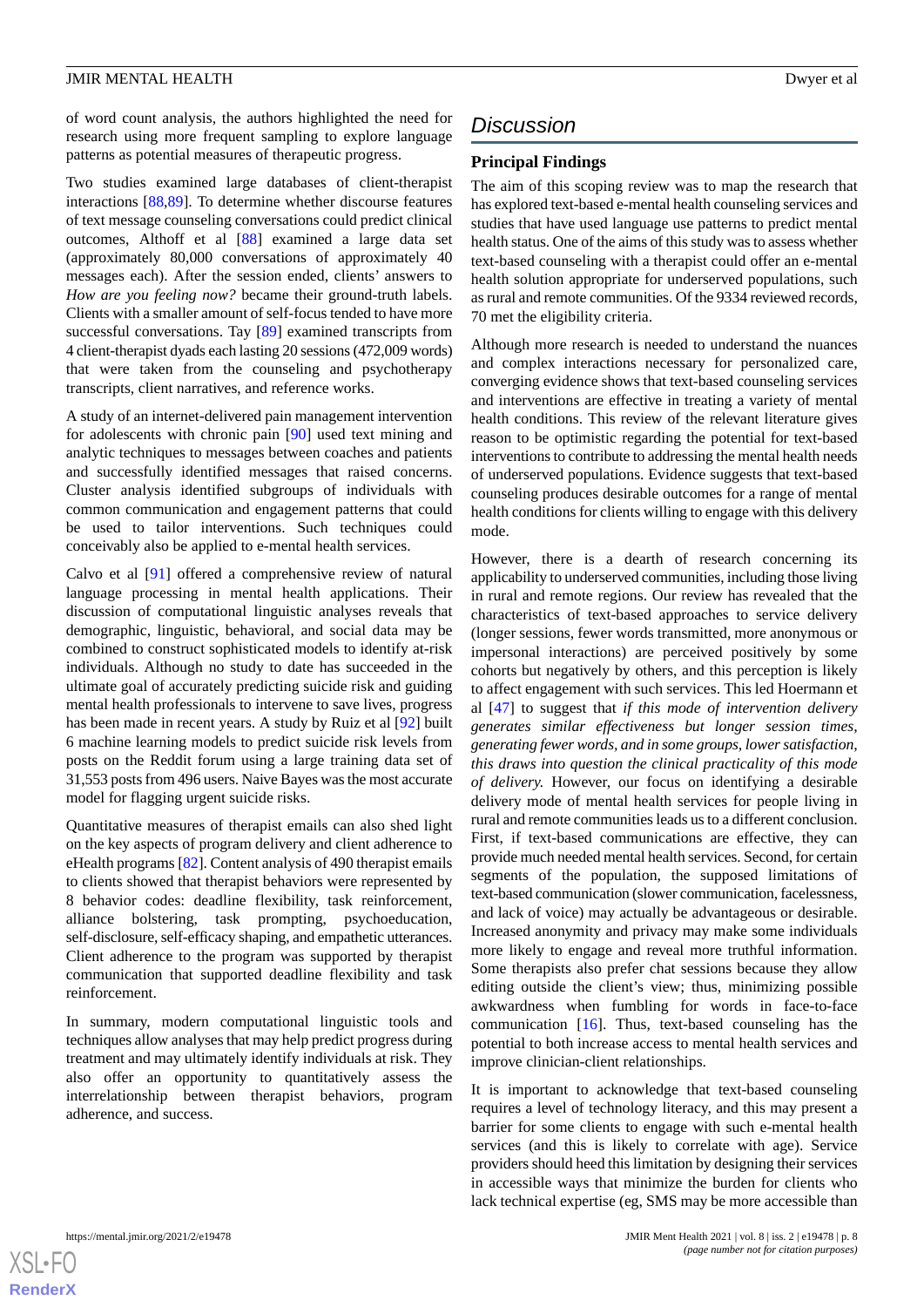of word count analysis, the authors highlighted the need for research using more frequent sampling to explore language patterns as potential measures of therapeutic progress.

Two studies examined large databases of client-therapist interactions [88,89]. To determine whether discourse features of text message counseling conversations could predict clinical outcomes, Althoff et al [88] examined a large data set (approximately 80,000 conversations of approximately 40 messages each). After the session ended, clients' answers to *How are you feeling now?* became their ground-truth labels. Clients with a smaller amount of self-focus tended to have more successful conversations. Tay [89] examined transcripts from 4 client-therapist dyads each lasting 20 sessions (472,009 words) that were taken from the counseling and psychotherapy transcripts, client narratives, and reference works.

A study of an internet-delivered pain management intervention for adolescents with chronic pain [90] used text mining and analytic techniques to messages between coaches and patients and successfully identified messages that raised concerns. Cluster analysis identified subgroups of individuals with common communication and engagement patterns that could be used to tailor interventions. Such techniques could conceivably also be applied to e-mental health services.

Calvo et al [91] offered a comprehensive review of natural language processing in mental health applications. Their discussion of computational linguistic analyses reveals that demographic, linguistic, behavioral, and social data may be combined to construct sophisticated models to identify at-risk individuals. Although no study to date has succeeded in the ultimate goal of accurately predicting suicide risk and guiding mental health professionals to intervene to save lives, progress has been made in recent years. A study by Ruiz et al [92] built 6 machine learning models to predict suicide risk levels from posts on the Reddit forum using a large training data set of 31,553 posts from 496 users. Naive Bayes was the most accurate model for flagging urgent suicide risks.

Quantitative measures of therapist emails can also shed light on the key aspects of program delivery and client adherence to eHealth programs [82]. Content analysis of 490 therapist emails to clients showed that therapist behaviors were represented by 8 behavior codes: deadline flexibility, task reinforcement, alliance bolstering, task prompting, psychoeducation, self-disclosure, self-efficacy shaping, and empathetic utterances. Client adherence to the program was supported by therapist communication that supported deadline flexibility and task reinforcement.

In summary, modern computational linguistic tools and techniques allow analyses that may help predict progress during treatment and may ultimately identify individuals at risk. They also offer an opportunity to quantitatively assess the interrelationship between therapist behaviors, program adherence, and success.

## Discussion

### Principal Findings

The aim of this scoping review was to map the research that has explored text-based e-mental health counseling services and studies that have used language use patterns to predict mental health status. One of the aims of this study was to assess whether text-based counseling with a therapist could offer an e-mental health solution appropriate for underserved populations, such as rural and remote communities. Of the 9334 reviewed records, 70 met the eligibility criteria.

Although more research is needed to understand the nuances and complex interactions necessary for personalized care, converging evidence shows that text-based counseling services and interventions are effective in treating a variety of mental health conditions. This review of the relevant literature gives reason to be optimistic regarding the potential for text-based interventions to contribute to addressing the mental health needs of underserved populations. Evidence suggests that text-based counseling produces desirable outcomes for a range of mental health conditions for clients willing to engage with this delivery mode.

However, there is a dearth of research concerning its applicability to underserved communities, including those living in rural and remote regions. Our review has revealed that the characteristics of text-based approaches to service delivery (longer sessions, fewer words transmitted, more anonymous or impersonal interactions) are perceived positively by some cohorts but negatively by others, and this perception is likely to affect engagement with such services. This led Hoermann et al [47] to suggest that *if this mode of intervention delivery generates similar effectiveness but longer session times, generating fewer words, and in some groups, lower satisfaction, this draws into question the clinical practicality of this mode of delivery.* However, our focus on identifying a desirable delivery mode of mental health services for people living in rural and remote communities leads us to a different conclusion. First, if text-based communications are effective, they can provide much needed mental health services. Second, for certain segments of the population, the supposed limitations of text-based communication (slower communication, facelessness, and lack of voice) may actually be advantageous or desirable. Increased anonymity and privacy may make some individuals more likely to engage and reveal more truthful information. Some therapists also prefer chat sessions because they allow editing outside the client's view; thus, minimizing possible awkwardness when fumbling for words in face-to-face communication [16]. Thus, text-based counseling has the potential to both increase access to mental health services and improve clinician-client relationships.

It is important to acknowledge that text-based counseling requires a level of technology literacy, and this may present a barrier for some clients to engage with such e-mental health services (and this is likely to correlate with age). Service providers should heed this limitation by designing their services in accessible ways that minimize the burden for clients who lack technical expertise (eg, SMS may be more accessible than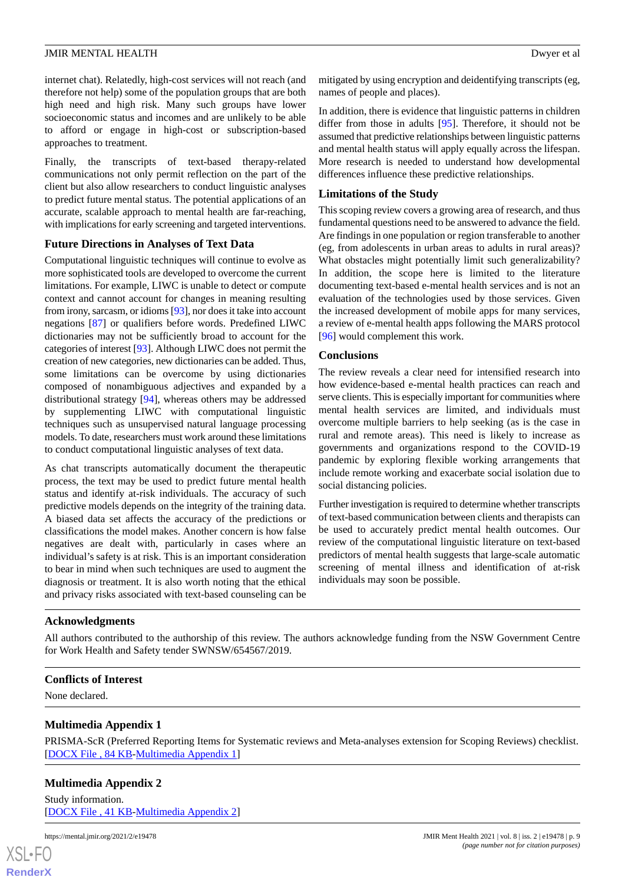internet chat). Relatedly, high-cost services will not reach (and therefore not help) some of the population groups that are both high need and high risk. Many such groups have lower socioeconomic status and incomes and are unlikely to be able to afford or engage in high-cost or subscription-based approaches to treatment.

Finally, the transcripts of text-based therapy-related communications not only permit reflection on the part of the client but also allow researchers to conduct linguistic analyses to predict future mental status. The potential applications of an accurate, scalable approach to mental health are far-reaching, with implications for early screening and targeted interventions.

### Future Directions in Analyses of Text Data

Computational linguistic techniques will continue to evolve as more sophisticated tools are developed to overcome the current limitations. For example, LIWC is unable to detect or compute context and cannot account for changes in meaning resulting from irony, sarcasm, or idioms [93], nor does it take into account negations [87] or qualifiers before words. Predefined LIWC dictionaries may not be sufficiently broad to account for the categories of interest [93]. Although LIWC does not permit the creation of new categories, new dictionaries can be added. Thus, some limitations can be overcome by using dictionaries composed of nonambiguous adjectives and expanded by a distributional strategy [94], whereas others may be addressed by supplementing LIWC with computational linguistic techniques such as unsupervised natural language processing models. To date, researchers must work around these limitations to conduct computational linguistic analyses of text data.

As chat transcripts automatically document the therapeutic process, the text may be used to predict future mental health status and identify at-risk individuals. The accuracy of such predictive models depends on the integrity of the training data. A biased data set affects the accuracy of the predictions or classifications the model makes. Another concern is how false negatives are dealt with, particularly in cases where an individual's safety is at risk. This is an important consideration to bear in mind when such techniques are used to augment the diagnosis or treatment. It is also worth noting that the ethical and privacy risks associated with text-based counseling can be mitigated by using encryption and deidentifying transcripts (eg, names of people and places).

In addition, there is evidence that linguistic patterns in children differ from those in adults [95]. Therefore, it should not be assumed that predictive relationships between linguistic patterns and mental health status will apply equally across the lifespan. More research is needed to understand how developmental differences influence these predictive relationships.

### Limitations of the Study

This scoping review covers a growing area of research, and thus fundamental questions need to be answered to advance the field. Are findings in one population or region transferable to another (eg, from adolescents in urban areas to adults in rural areas)? What obstacles might potentially limit such generalizability? In addition, the scope here is limited to the literature documenting text-based e-mental health services and is not an evaluation of the technologies used by those services. Given the increased development of mobile apps for many services, a review of e-mental health apps following the MARS protocol [96] would complement this work.

### Conclusions

The review reveals a clear need for intensified research into how evidence-based e-mental health practices can reach and serve clients. This is especially important for communities where mental health services are limited, and individuals must overcome multiple barriers to help seeking (as is the case in rural and remote areas). This need is likely to increase as governments and organizations respond to the COVID-19 pandemic by exploring flexible working arrangements that include remote working and exacerbate social isolation due to social distancing policies.

Further investigation is required to determine whether transcripts of text-based communication between clients and therapists can be used to accurately predict mental health outcomes. Our review of the computational linguistic literature on text-based predictors of mental health suggests that large-scale automatic screening of mental illness and identification of at-risk individuals may soon be possible.

## Acknowledgments

All authors contributed to the authorship of this review. The authors acknowledge funding from the NSW Government Centre for Work Health and Safety tender SWNSW/654567/2019.

## Conflicts of Interest

None declared.

## Multimedia Appendix 1

PRISMA-ScR (Preferred Reporting Items for Systematic reviews and Meta-analyses extension for Scoping Reviews) checklist.
[DOCX File , 84 KB-Multimedia Appendix 1]

## Multimedia Appendix 2

Study information.
[DOCX File , 41 KB-Multimedia Appendix 2]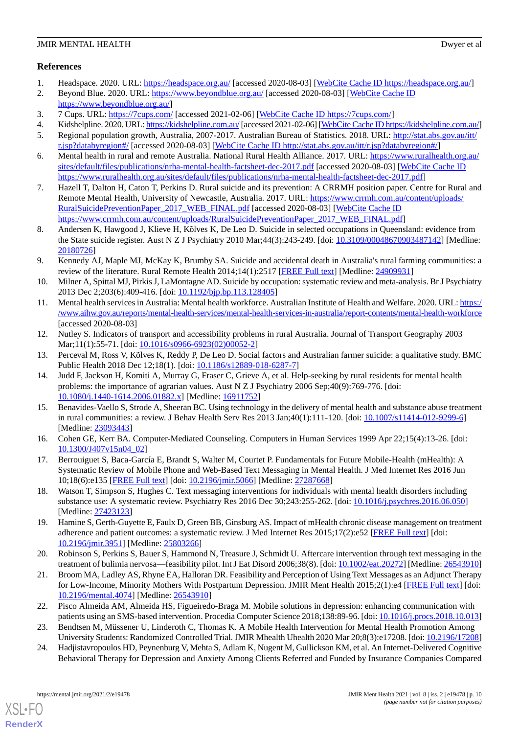## References

1. Headspace. 2020. URL: https://headspace.org.au/ [accessed 2020-08-03] [WebCite Cache ID https://headspace.org.au/]
2. Beyond Blue. 2020. URL: https://www.beyondblue.org.au/ [accessed 2020-08-03] [WebCite Cache ID https://www.beyondblue.org.au/]
3. 7 Cups. URL: https://7cups.com/ [accessed 2021-02-06] [WebCite Cache ID https://7cups.com/]
4. Kidshelpline. 2020. URL: https://kidshelpline.com.au/ [accessed 2021-02-06] [WebCite Cache ID https://kidshelpline.com.au/]
5. Regional population growth, Australia, 2007-2017. Australian Bureau of Statistics. 2018. URL: http://stat.abs.gov.au/itt/r.jsp?databyregion#/ [accessed 2020-08-03] [WebCite Cache ID http://stat.abs.gov.au/itt/r.jsp?databyregion#/]
6. Mental health in rural and remote Australia. National Rural Health Alliance. 2017. URL: https://www.ruralhealth.org.au/sites/default/files/publications/nrha-mental-health-factsheet-dec-2017.pdf [accessed 2020-08-03] [WebCite Cache ID https://www.ruralhealth.org.au/sites/default/files/publications/nrha-mental-health-factsheet-dec-2017.pdf]
7. Hazell T, Dalton H, Caton T, Perkins D. Rural suicide and its prevention: A CRRMH position paper. Centre for Rural and Remote Mental Health, University of Newcastle, Australia. 2017. URL: https://www.crrmh.com.au/content/uploads/RuralSuicidePreventionPaper_2017_WEB_FINAL.pdf [accessed 2020-08-03] [WebCite Cache ID https://www.crrmh.com.au/content/uploads/RuralSuicidePreventionPaper_2017_WEB_FINAL.pdf]
8. Andersen K, Hawgood J, Klieve H, Kõlves K, De Leo D. Suicide in selected occupations in Queensland: evidence from the State suicide register. Aust N Z J Psychiatry 2010 Mar;44(3):243-249. [doi: 10.3109/00048670903487142] [Medline: 20180726]
9. Kennedy AJ, Maple MJ, McKay K, Brumby SA. Suicide and accidental death in Australia's rural farming communities: a review of the literature. Rural Remote Health 2014;14(1):2517 [FREE Full text] [Medline: 24909931]
10. Milner A, Spittal MJ, Pirkis J, LaMontagne AD. Suicide by occupation: systematic review and meta-analysis. Br J Psychiatry 2013 Dec 2;203(6):409-416. [doi: 10.1192/bjp.bp.113.128405]
11. Mental health services in Australia: Mental health workforce. Australian Institute of Health and Welfare. 2020. URL: https://www.aihw.gov.au/reports/mental-health-services/mental-health-services-in-australia/report-contents/mental-health-workforce [accessed 2020-08-03]
12. Nutley S. Indicators of transport and accessibility problems in rural Australia. Journal of Transport Geography 2003 Mar;11(1):55-71. [doi: 10.1016/s0966-6923(02)00052-2]
13. Perceval M, Ross V, Kõlves K, Reddy P, De Leo D. Social factors and Australian farmer suicide: a qualitative study. BMC Public Health 2018 Dec 12;18(1). [doi: 10.1186/s12889-018-6287-7]
14. Judd F, Jackson H, Komiti A, Murray G, Fraser C, Grieve A, et al. Help-seeking by rural residents for mental health problems: the importance of agrarian values. Aust N Z J Psychiatry 2006 Sep;40(9):769-776. [doi: 10.1080/j.1440-1614.2006.01882.x] [Medline: 16911752]
15. Benavides-Vaello S, Strode A, Sheeran BC. Using technology in the delivery of mental health and substance abuse treatment in rural communities: a review. J Behav Health Serv Res 2013 Jan;40(1):111-120. [doi: 10.1007/s11414-012-9299-6] [Medline: 23093443]
16. Cohen GE, Kerr BA. Computer-Mediated Counseling. Computers in Human Services 1999 Apr 22;15(4):13-26. [doi: 10.1300/J407v15n04_02]
17. Berrouiguet S, Baca-García E, Brandt S, Walter M, Courtet P. Fundamentals for Future Mobile-Health (mHealth): A Systematic Review of Mobile Phone and Web-Based Text Messaging in Mental Health. J Med Internet Res 2016 Jun 10;18(6):e135 [FREE Full text] [doi: 10.2196/jmir.5066] [Medline: 27287668]
18. Watson T, Simpson S, Hughes C. Text messaging interventions for individuals with mental health disorders including substance use: A systematic review. Psychiatry Res 2016 Dec 30;243:255-262. [doi: 10.1016/j.psychres.2016.06.050] [Medline: 27423123]
19. Hamine S, Gerth-Guyette E, Faulx D, Green BB, Ginsburg AS. Impact of mHealth chronic disease management on treatment adherence and patient outcomes: a systematic review. J Med Internet Res 2015;17(2):e52 [FREE Full text] [doi: 10.2196/jmir.3951] [Medline: 25803266]
20. Robinson S, Perkins S, Bauer S, Hammond N, Treasure J, Schmidt U. Aftercare intervention through text messaging in the treatment of bulimia nervosa—feasibility pilot. Int J Eat Disord 2006;38(8). [doi: 10.1002/eat.20272] [Medline: 26543910]
21. Broom MA, Ladley AS, Rhyne EA, Halloran DR. Feasibility and Perception of Using Text Messages as an Adjunct Therapy for Low-Income, Minority Mothers With Postpartum Depression. JMIR Ment Health 2015;2(1):e4 [FREE Full text] [doi: 10.2196/mental.4074] [Medline: 26543910]
22. Pisco Almeida AM, Almeida HS, Figueiredo-Braga M. Mobile solutions in depression: enhancing communication with patients using an SMS-based intervention. Procedia Computer Science 2018;138:89-96. [doi: 10.1016/j.procs.2018.10.013]
23. Bendtsen M, Müssener U, Linderoth C, Thomas K. A Mobile Health Intervention for Mental Health Promotion Among University Students: Randomized Controlled Trial. JMIR Mhealth Uhealth 2020 Mar 20;8(3):e17208. [doi: 10.2196/17208]
24. Hadjistavropoulos HD, Peynenburg V, Mehta S, Adlam K, Nugent M, Gullickson KM, et al. An Internet-Delivered Cognitive Behavioral Therapy for Depression and Anxiety Among Clients Referred and Funded by Insurance Companies Compared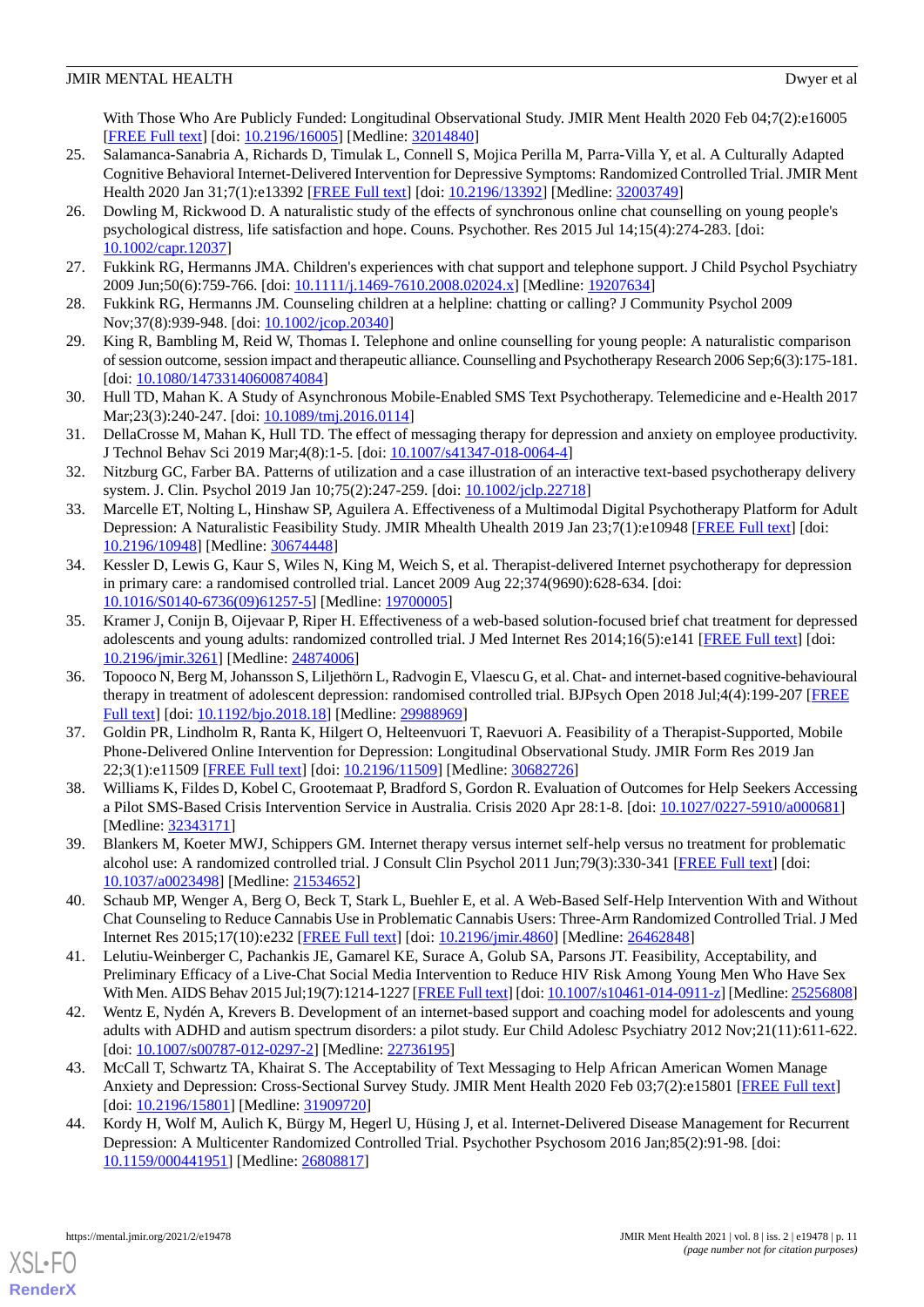With Those Who Are Publicly Funded: Longitudinal Observational Study. JMIR Ment Health 2020 Feb 04;7(2):e16005 [FREE Full text] [doi: 10.2196/16005] [Medline: 32014840]

25. Salamanca-Sanabria A, Richards D, Timulak L, Connell S, Mojica Perilla M, Parra-Villa Y, et al. A Culturally Adapted Cognitive Behavioral Internet-Delivered Intervention for Depressive Symptoms: Randomized Controlled Trial. JMIR Ment Health 2020 Jan 31;7(1):e13392 [FREE Full text] [doi: 10.2196/13392] [Medline: 32003749]
26. Dowling M, Rickwood D. A naturalistic study of the effects of synchronous online chat counselling on young people's psychological distress, life satisfaction and hope. Couns. Psychother. Res 2015 Jul 14;15(4):274-283. [doi: 10.1002/capr.12037]
27. Fukkink RG, Hermanns JMA. Children's experiences with chat support and telephone support. J Child Psychol Psychiatry 2009 Jun;50(6):759-766. [doi: 10.1111/j.1469-7610.2008.02024.x] [Medline: 19207634]
28. Fukkink RG, Hermanns JM. Counseling children at a helpline: chatting or calling? J Community Psychol 2009 Nov;37(8):939-948. [doi: 10.1002/jcop.20340]
29. King R, Bambling M, Reid W, Thomas I. Telephone and online counselling for young people: A naturalistic comparison of session outcome, session impact and therapeutic alliance. Counselling and Psychotherapy Research 2006 Sep;6(3):175-181. [doi: 10.1080/14733140600874084]
30. Hull TD, Mahan K. A Study of Asynchronous Mobile-Enabled SMS Text Psychotherapy. Telemedicine and e-Health 2017 Mar;23(3):240-247. [doi: 10.1089/tmj.2016.0114]
31. DellaCrosse M, Mahan K, Hull TD. The effect of messaging therapy for depression and anxiety on employee productivity. J Technol Behav Sci 2019 Mar;4(8):1-5. [doi: 10.1007/s41347-018-0064-4]
32. Nitzburg GC, Farber BA. Patterns of utilization and a case illustration of an interactive text-based psychotherapy delivery system. J. Clin. Psychol 2019 Jan 10;75(2):247-259. [doi: 10.1002/jclp.22718]
33. Marcelle ET, Nolting L, Hinshaw SP, Aguilera A. Effectiveness of a Multimodal Digital Psychotherapy Platform for Adult Depression: A Naturalistic Feasibility Study. JMIR Mhealth Uhealth 2019 Jan 23;7(1):e10948 [FREE Full text] [doi: 10.2196/10948] [Medline: 30674448]
34. Kessler D, Lewis G, Kaur S, Wiles N, King M, Weich S, et al. Therapist-delivered Internet psychotherapy for depression in primary care: a randomised controlled trial. Lancet 2009 Aug 22;374(9690):628-634. [doi: 10.1016/S0140-6736(09)61257-5] [Medline: 19700005]
35. Kramer J, Conijn B, Oijevaar P, Riper H. Effectiveness of a web-based solution-focused brief chat treatment for depressed adolescents and young adults: randomized controlled trial. J Med Internet Res 2014;16(5):e141 [FREE Full text] [doi: 10.2196/jmir.3261] [Medline: 24874006]
36. Topooco N, Berg M, Johansson S, Liljethörn L, Radvogin E, Vlaescu G, et al. Chat- and internet-based cognitive-behavioural therapy in treatment of adolescent depression: randomised controlled trial. BJPsych Open 2018 Jul;4(4):199-207 [FREE Full text] [doi: 10.1192/bjo.2018.18] [Medline: 29988969]
37. Goldin PR, Lindholm R, Ranta K, Hilgert O, Helteenvuori T, Raevuori A. Feasibility of a Therapist-Supported, Mobile Phone-Delivered Online Intervention for Depression: Longitudinal Observational Study. JMIR Form Res 2019 Jan 22;3(1):e11509 [FREE Full text] [doi: 10.2196/11509] [Medline: 30682726]
38. Williams K, Fildes D, Kobel C, Grootemaat P, Bradford S, Gordon R. Evaluation of Outcomes for Help Seekers Accessing a Pilot SMS-Based Crisis Intervention Service in Australia. Crisis 2020 Apr 28:1-8. [doi: 10.1027/0227-5910/a000681] [Medline: 32343171]
39. Blankers M, Koeter MWJ, Schippers GM. Internet therapy versus internet self-help versus no treatment for problematic alcohol use: A randomized controlled trial. J Consult Clin Psychol 2011 Jun;79(3):330-341 [FREE Full text] [doi: 10.1037/a0023498] [Medline: 21534652]
40. Schaub MP, Wenger A, Berg O, Beck T, Stark L, Buehler E, et al. A Web-Based Self-Help Intervention With and Without Chat Counseling to Reduce Cannabis Use in Problematic Cannabis Users: Three-Arm Randomized Controlled Trial. J Med Internet Res 2015;17(10):e232 [FREE Full text] [doi: 10.2196/jmir.4860] [Medline: 26462848]
41. Lelutiu-Weinberger C, Pachankis JE, Gamarel KE, Surace A, Golub SA, Parsons JT. Feasibility, Acceptability, and Preliminary Efficacy of a Live-Chat Social Media Intervention to Reduce HIV Risk Among Young Men Who Have Sex With Men. AIDS Behav 2015 Jul;19(7):1214-1227 [FREE Full text] [doi: 10.1007/s10461-014-0911-z] [Medline: 25256808]
42. Wentz E, Nydén A, Krevers B. Development of an internet-based support and coaching model for adolescents and young adults with ADHD and autism spectrum disorders: a pilot study. Eur Child Adolesc Psychiatry 2012 Nov;21(11):611-622. [doi: 10.1007/s00787-012-0297-2] [Medline: 22736195]
43. McCall T, Schwartz TA, Khairat S. The Acceptability of Text Messaging to Help African American Women Manage Anxiety and Depression: Cross-Sectional Survey Study. JMIR Ment Health 2020 Feb 03;7(2):e15801 [FREE Full text] [doi: 10.2196/15801] [Medline: 31909720]
44. Kordy H, Wolf M, Aulich K, Bürgy M, Hegerl U, Hüsing J, et al. Internet-Delivered Disease Management for Recurrent Depression: A Multicenter Randomized Controlled Trial. Psychother Psychosom 2016 Jan;85(2):91-98. [doi: 10.1159/000441951] [Medline: 26808817]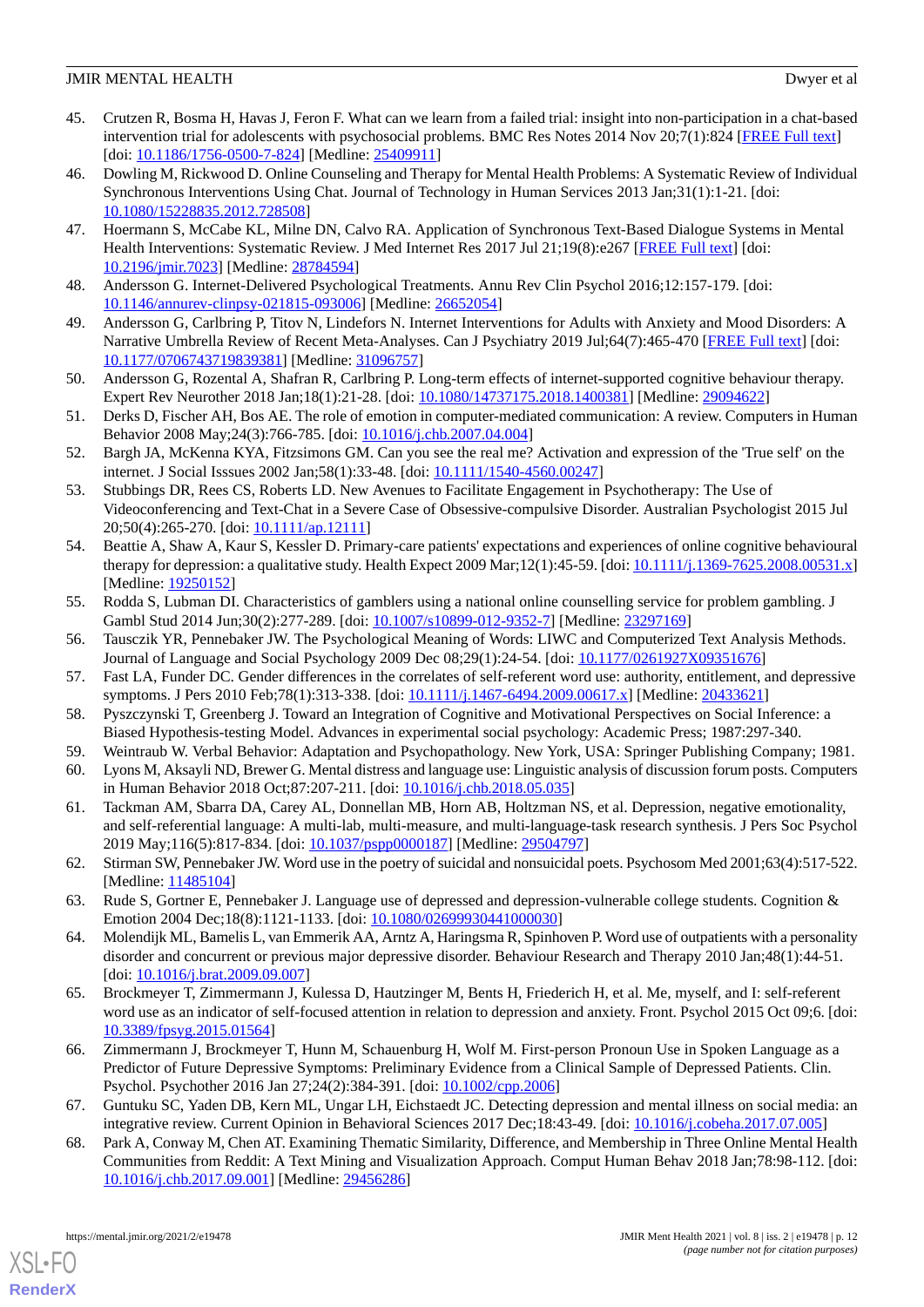45. Crutzen R, Bosma H, Havas J, Feron F. What can we learn from a failed trial: insight into non-participation in a chat-based intervention trial for adolescents with psychosocial problems. BMC Res Notes 2014 Nov 20;7(1):824 [FREE Full text] [doi: 10.1186/1756-0500-7-824] [Medline: 25409911]
46. Dowling M, Rickwood D. Online Counseling and Therapy for Mental Health Problems: A Systematic Review of Individual Synchronous Interventions Using Chat. Journal of Technology in Human Services 2013 Jan;31(1):1-21. [doi: 10.1080/15228835.2012.728508]
47. Hoermann S, McCabe KL, Milne DN, Calvo RA. Application of Synchronous Text-Based Dialogue Systems in Mental Health Interventions: Systematic Review. J Med Internet Res 2017 Jul 21;19(8):e267 [FREE Full text] [doi: 10.2196/jmir.7023] [Medline: 28784594]
48. Andersson G. Internet-Delivered Psychological Treatments. Annu Rev Clin Psychol 2016;12:157-179. [doi: 10.1146/annurev-clinpsy-021815-093006] [Medline: 26652054]
49. Andersson G, Carlbring P, Titov N, Lindefors N. Internet Interventions for Adults with Anxiety and Mood Disorders: A Narrative Umbrella Review of Recent Meta-Analyses. Can J Psychiatry 2019 Jul;64(7):465-470 [FREE Full text] [doi: 10.1177/0706743719839381] [Medline: 31096757]
50. Andersson G, Rozental A, Shafran R, Carlbring P. Long-term effects of internet-supported cognitive behaviour therapy. Expert Rev Neurother 2018 Jan;18(1):21-28. [doi: 10.1080/14737175.2018.1400381] [Medline: 29094622]
51. Derks D, Fischer AH, Bos AE. The role of emotion in computer-mediated communication: A review. Computers in Human Behavior 2008 May;24(3):766-785. [doi: 10.1016/j.chb.2007.04.004]
52. Bargh JA, McKenna KYA, Fitzsimons GM. Can you see the real me? Activation and expression of the 'True self' on the internet. J Social Isssues 2002 Jan;58(1):33-48. [doi: 10.1111/1540-4560.00247]
53. Stubbings DR, Rees CS, Roberts LD. New Avenues to Facilitate Engagement in Psychotherapy: The Use of Videoconferencing and Text-Chat in a Severe Case of Obsessive-compulsive Disorder. Australian Psychologist 2015 Jul 20;50(4):265-270. [doi: 10.1111/ap.12111]
54. Beattie A, Shaw A, Kaur S, Kessler D. Primary-care patients' expectations and experiences of online cognitive behavioural therapy for depression: a qualitative study. Health Expect 2009 Mar;12(1):45-59. [doi: 10.1111/j.1369-7625.2008.00531.x] [Medline: 19250152]
55. Rodda S, Lubman DI. Characteristics of gamblers using a national online counselling service for problem gambling. J Gambl Stud 2014 Jun;30(2):277-289. [doi: 10.1007/s10899-012-9352-7] [Medline: 23297169]
56. Tausczik YR, Pennebaker JW. The Psychological Meaning of Words: LIWC and Computerized Text Analysis Methods. Journal of Language and Social Psychology 2009 Dec 08;29(1):24-54. [doi: 10.1177/0261927X09351676]
57. Fast LA, Funder DC. Gender differences in the correlates of self-referent word use: authority, entitlement, and depressive symptoms. J Pers 2010 Feb;78(1):313-338. [doi: 10.1111/j.1467-6494.2009.00617.x] [Medline: 20433621]
58. Pyszczynski T, Greenberg J. Toward an Integration of Cognitive and Motivational Perspectives on Social Inference: a Biased Hypothesis-testing Model. Advances in experimental social psychology: Academic Press; 1987:297-340.
59. Weintraub W. Verbal Behavior: Adaptation and Psychopathology. New York, USA: Springer Publishing Company; 1981.
60. Lyons M, Aksayli ND, Brewer G. Mental distress and language use: Linguistic analysis of discussion forum posts. Computers in Human Behavior 2018 Oct;87:207-211. [doi: 10.1016/j.chb.2018.05.035]
61. Tackman AM, Sbarra DA, Carey AL, Donnellan MB, Horn AB, Holtzman NS, et al. Depression, negative emotionality, and self-referential language: A multi-lab, multi-measure, and multi-language-task research synthesis. J Pers Soc Psychol 2019 May;116(5):817-834. [doi: 10.1037/pspp0000187] [Medline: 29504797]
62. Stirman SW, Pennebaker JW. Word use in the poetry of suicidal and nonsuicidal poets. Psychosom Med 2001;63(4):517-522. [Medline: 11485104]
63. Rude S, Gortner E, Pennebaker J. Language use of depressed and depression-vulnerable college students. Cognition & Emotion 2004 Dec;18(8):1121-1133. [doi: 10.1080/02699930441000030]
64. Molendijk ML, Bamelis L, van Emmerik AA, Arntz A, Haringsma R, Spinhoven P. Word use of outpatients with a personality disorder and concurrent or previous major depressive disorder. Behaviour Research and Therapy 2010 Jan;48(1):44-51. [doi: 10.1016/j.brat.2009.09.007]
65. Brockmeyer T, Zimmermann J, Kulessa D, Hautzinger M, Bents H, Friederich H, et al. Me, myself, and I: self-referent word use as an indicator of self-focused attention in relation to depression and anxiety. Front. Psychol 2015 Oct 09;6. [doi: 10.3389/fpsyg.2015.01564]
66. Zimmermann J, Brockmeyer T, Hunn M, Schauenburg H, Wolf M. First-person Pronoun Use in Spoken Language as a Predictor of Future Depressive Symptoms: Preliminary Evidence from a Clinical Sample of Depressed Patients. Clin. Psychol. Psychother 2016 Jan 27;24(2):384-391. [doi: 10.1002/cpp.2006]
67. Guntuku SC, Yaden DB, Kern ML, Ungar LH, Eichstaedt JC. Detecting depression and mental illness on social media: an integrative review. Current Opinion in Behavioral Sciences 2017 Dec;18:43-49. [doi: 10.1016/j.cobeha.2017.07.005]
68. Park A, Conway M, Chen AT. Examining Thematic Similarity, Difference, and Membership in Three Online Mental Health Communities from Reddit: A Text Mining and Visualization Approach. Comput Human Behav 2018 Jan;78:98-112. [doi: 10.1016/j.chb.2017.09.001] [Medline: 29456286]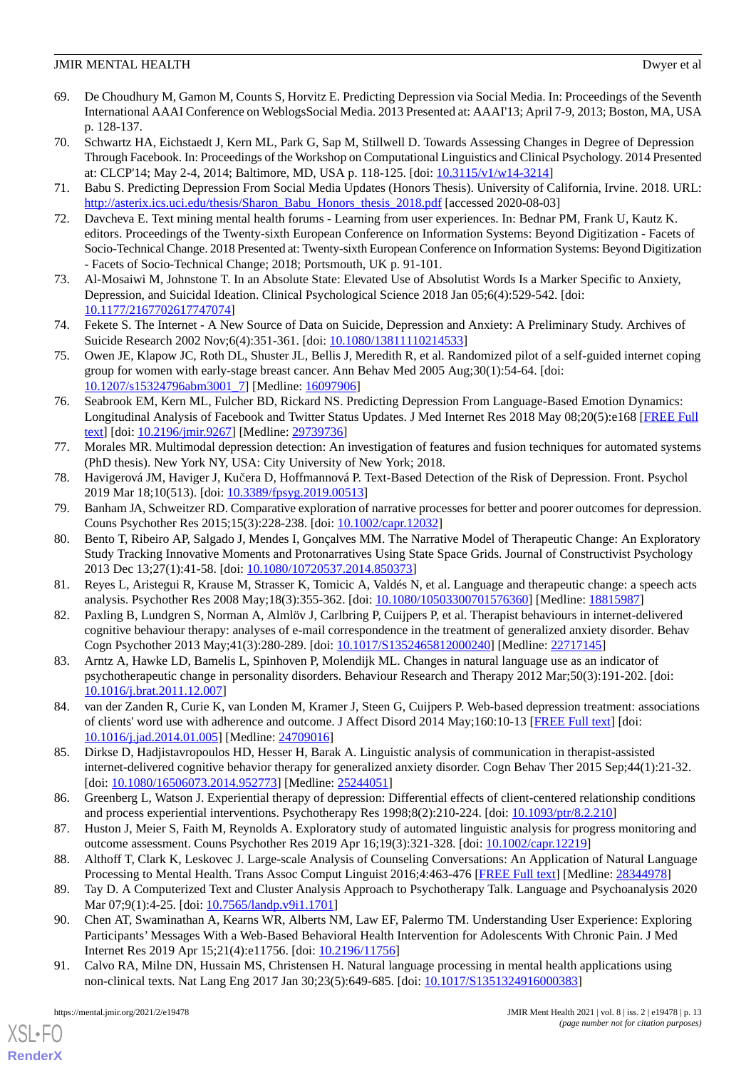69. De Choudhury M, Gamon M, Counts S, Horvitz E. Predicting Depression via Social Media. In: Proceedings of the Seventh International AAAI Conference on WeblogsSocial Media. 2013 Presented at: AAAI'13; April 7-9, 2013; Boston, MA, USA p. 128-137.
70. Schwartz HA, Eichstaedt J, Kern ML, Park G, Sap M, Stillwell D. Towards Assessing Changes in Degree of Depression Through Facebook. In: Proceedings of the Workshop on Computational Linguistics and Clinical Psychology. 2014 Presented at: CLCP'14; May 2-4, 2014; Baltimore, MD, USA p. 118-125. [doi: 10.3115/v1/w14-3214]
71. Babu S. Predicting Depression From Social Media Updates (Honors Thesis). University of California, Irvine. 2018. URL: http://asterix.ics.uci.edu/thesis/Sharon_Babu_Honors_thesis_2018.pdf [accessed 2020-08-03]
72. Davcheva E. Text mining mental health forums - Learning from user experiences. In: Bednar PM, Frank U, Kautz K. editors. Proceedings of the Twenty-sixth European Conference on Information Systems: Beyond Digitization - Facets of Socio-Technical Change. 2018 Presented at: Twenty-sixth European Conference on Information Systems: Beyond Digitization - Facets of Socio-Technical Change; 2018; Portsmouth, UK p. 91-101.
73. Al-Mosaiwi M, Johnstone T. In an Absolute State: Elevated Use of Absolutist Words Is a Marker Specific to Anxiety, Depression, and Suicidal Ideation. Clinical Psychological Science 2018 Jan 05;6(4):529-542. [doi: 10.1177/2167702617747074]
74. Fekete S. The Internet - A New Source of Data on Suicide, Depression and Anxiety: A Preliminary Study. Archives of Suicide Research 2002 Nov;6(4):351-361. [doi: 10.1080/13811110214533]
75. Owen JE, Klapow JC, Roth DL, Shuster JL, Bellis J, Meredith R, et al. Randomized pilot of a self-guided internet coping group for women with early-stage breast cancer. Ann Behav Med 2005 Aug;30(1):54-64. [doi: 10.1207/s15324796abm3001_7] [Medline: 16097906]
76. Seabrook EM, Kern ML, Fulcher BD, Rickard NS. Predicting Depression From Language-Based Emotion Dynamics: Longitudinal Analysis of Facebook and Twitter Status Updates. J Med Internet Res 2018 May 08;20(5):e168 [FREE Full text] [doi: 10.2196/jmir.9267] [Medline: 29739736]
77. Morales MR. Multimodal depression detection: An investigation of features and fusion techniques for automated systems (PhD thesis). New York NY, USA: City University of New York; 2018.
78. Havigerová JM, Haviger J, Kučera D, Hoffmannová P. Text-Based Detection of the Risk of Depression. Front. Psychol 2019 Mar 18;10(513). [doi: 10.3389/fpsyg.2019.00513]
79. Banham JA, Schweitzer RD. Comparative exploration of narrative processes for better and poorer outcomes for depression. Couns Psychother Res 2015;15(3):228-238. [doi: 10.1002/capr.12032]
80. Bento T, Ribeiro AP, Salgado J, Mendes I, Gonçalves MM. The Narrative Model of Therapeutic Change: An Exploratory Study Tracking Innovative Moments and Protonarratives Using State Space Grids. Journal of Constructivist Psychology 2013 Dec 13;27(1):41-58. [doi: 10.1080/10720537.2014.850373]
81. Reyes L, Aristegui R, Krause M, Strasser K, Tomicic A, Valdés N, et al. Language and therapeutic change: a speech acts analysis. Psychother Res 2008 May;18(3):355-362. [doi: 10.1080/10503300701576360] [Medline: 18815987]
82. Paxling B, Lundgren S, Norman A, Almlöv J, Carlbring P, Cuijpers P, et al. Therapist behaviours in internet-delivered cognitive behaviour therapy: analyses of e-mail correspondence in the treatment of generalized anxiety disorder. Behav Cogn Psychother 2013 May;41(3):280-289. [doi: 10.1017/S1352465812000240] [Medline: 22717145]
83. Arntz A, Hawke LD, Bamelis L, Spinhoven P, Molendijk ML. Changes in natural language use as an indicator of psychotherapeutic change in personality disorders. Behaviour Research and Therapy 2012 Mar;50(3):191-202. [doi: 10.1016/j.brat.2011.12.007]
84. van der Zanden R, Curie K, van Londen M, Kramer J, Steen G, Cuijpers P. Web-based depression treatment: associations of clients' word use with adherence and outcome. J Affect Disord 2014 May;160:10-13 [FREE Full text] [doi: 10.1016/j.jad.2014.01.005] [Medline: 24709016]
85. Dirkse D, Hadjistavropoulos HD, Hesser H, Barak A. Linguistic analysis of communication in therapist-assisted internet-delivered cognitive behavior therapy for generalized anxiety disorder. Cogn Behav Ther 2015 Sep;44(1):21-32. [doi: 10.1080/16506073.2014.952773] [Medline: 25244051]
86. Greenberg L, Watson J. Experiential therapy of depression: Differential effects of client-centered relationship conditions and process experiential interventions. Psychotherapy Res 1998;8(2):210-224. [doi: 10.1093/ptr/8.2.210]
87. Huston J, Meier S, Faith M, Reynolds A. Exploratory study of automated linguistic analysis for progress monitoring and outcome assessment. Couns Psychother Res 2019 Apr 16;19(3):321-328. [doi: 10.1002/capr.12219]
88. Althoff T, Clark K, Leskovec J. Large-scale Analysis of Counseling Conversations: An Application of Natural Language Processing to Mental Health. Trans Assoc Comput Linguist 2016;4:463-476 [FREE Full text] [Medline: 28344978]
89. Tay D. A Computerized Text and Cluster Analysis Approach to Psychotherapy Talk. Language and Psychoanalysis 2020 Mar 07;9(1):4-25. [doi: 10.7565/landp.v9i1.1701]
90. Chen AT, Swaminathan A, Kearns WR, Alberts NM, Law EF, Palermo TM. Understanding User Experience: Exploring Participants' Messages With a Web-Based Behavioral Health Intervention for Adolescents With Chronic Pain. J Med Internet Res 2019 Apr 15;21(4):e11756. [doi: 10.2196/11756]
91. Calvo RA, Milne DN, Hussain MS, Christensen H. Natural language processing in mental health applications using non-clinical texts. Nat Lang Eng 2017 Jan 30;23(5):649-685. [doi: 10.1017/S1351324916000383]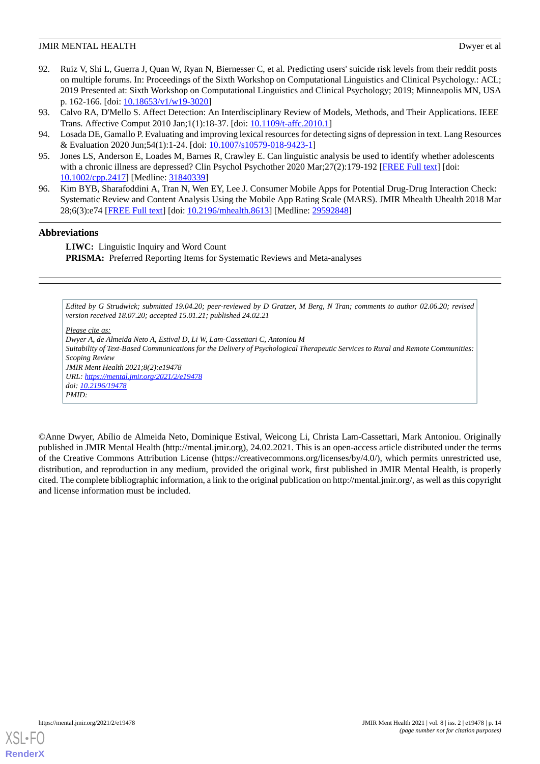92. Ruiz V, Shi L, Guerra J, Quan W, Ryan N, Biernesser C, et al. Predicting users' suicide risk levels from their reddit posts on multiple forums. In: Proceedings of the Sixth Workshop on Computational Linguistics and Clinical Psychology.: ACL; 2019 Presented at: Sixth Workshop on Computational Linguistics and Clinical Psychology; 2019; Minneapolis MN, USA p. 162-166. [doi: 10.18653/v1/w19-3020]
93. Calvo RA, D'Mello S. Affect Detection: An Interdisciplinary Review of Models, Methods, and Their Applications. IEEE Trans. Affective Comput 2010 Jan;1(1):18-37. [doi: 10.1109/t-affc.2010.1]
94. Losada DE, Gamallo P. Evaluating and improving lexical resources for detecting signs of depression in text. Lang Resources & Evaluation 2020 Jun;54(1):1-24. [doi: 10.1007/s10579-018-9423-1]
95. Jones LS, Anderson E, Loades M, Barnes R, Crawley E. Can linguistic analysis be used to identify whether adolescents with a chronic illness are depressed? Clin Psychol Psychother 2020 Mar;27(2):179-192 [FREE Full text] [doi: 10.1002/cpp.2417] [Medline: 31840339]
96. Kim BYB, Sharafoddini A, Tran N, Wen EY, Lee J. Consumer Mobile Apps for Potential Drug-Drug Interaction Check: Systematic Review and Content Analysis Using the Mobile App Rating Scale (MARS). JMIR Mhealth Uhealth 2018 Mar 28;6(3):e74 [FREE Full text] [doi: 10.2196/mhealth.8613] [Medline: 29592848]

## Abbreviations

**LIWC:** Linguistic Inquiry and Word Count
**PRISMA:** Preferred Reporting Items for Systematic Reviews and Meta-analyses

*Edited by G Strudwick; submitted 19.04.20; peer-reviewed by D Gratzer, M Berg, N Tran; comments to author 02.06.20; revised version received 18.07.20; accepted 15.01.21; published 24.02.21*

*Please cite as:*
*Dwyer A, de Almeida Neto A, Estival D, Li W, Lam-Cassettari C, Antoniou M*
*Suitability of Text-Based Communications for the Delivery of Psychological Therapeutic Services to Rural and Remote Communities: Scoping Review*
*JMIR Ment Health 2021;8(2):e19478*
*URL: https://mental.jmir.org/2021/2/e19478*
*doi: 10.2196/19478*
*PMID:*

©Anne Dwyer, Abílio de Almeida Neto, Dominique Estival, Weicong Li, Christa Lam-Cassettari, Mark Antoniou. Originally published in JMIR Mental Health (http://mental.jmir.org), 24.02.2021. This is an open-access article distributed under the terms of the Creative Commons Attribution License (https://creativecommons.org/licenses/by/4.0/), which permits unrestricted use, distribution, and reproduction in any medium, provided the original work, first published in JMIR Mental Health, is properly cited. The complete bibliographic information, a link to the original publication on http://mental.jmir.org/, as well as this copyright and license information must be included.